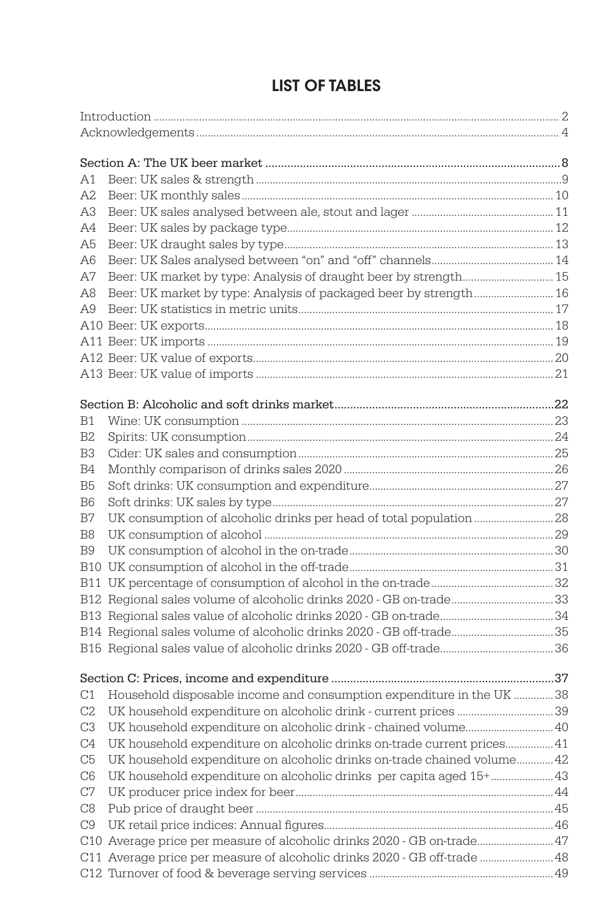# LIST OF TABLES

| | | |
|---|---|---|
| Introduction | | 2 |
| Acknowledgements | | 4 |
| **Section A: The UK beer market** | | 8 |
| A1 | Beer: UK sales & strength | 9 |
| A2 | Beer: UK monthly sales | 10 |
| A3 | Beer: UK sales analysed between ale, stout and lager | 11 |
| A4 | Beer: UK sales by package type | 12 |
| A5 | Beer: UK draught sales by type | 13 |
| A6 | Beer: UK Sales analysed between "on" and "off" channels | 14 |
| A7 | Beer: UK market by type: Analysis of draught beer by strength | 15 |
| A8 | Beer: UK market by type: Analysis of packaged beer by strength | 16 |
| A9 | Beer: UK statistics in metric units | 17 |
| A10 | Beer: UK exports | 18 |
| A11 | Beer: UK imports | 19 |
| A12 | Beer: UK value of exports | 20 |
| A13 | Beer: UK value of imports | 21 |
| **Section B: Alcoholic and soft drinks market** | | 22 |
| B1 | Wine: UK consumption | 23 |
| B2 | Spirits: UK consumption | 24 |
| B3 | Cider: UK sales and consumption | 25 |
| B4 | Monthly comparison of drinks sales 2020 | 26 |
| B5 | Soft drinks: UK consumption and expenditure | 27 |
| B6 | Soft drinks: UK sales by type | 27 |
| B7 | UK consumption of alcoholic drinks per head of total population | 28 |
| B8 | UK consumption of alcohol | 29 |
| B9 | UK consumption of alcohol in the on-trade | 30 |
| B10 | UK consumption of alcohol in the off-trade | 31 |
| B11 | UK percentage of consumption of alcohol in the on-trade | 32 |
| B12 | Regional sales volume of alcoholic drinks 2020 - GB on-trade | 33 |
| B13 | Regional sales value of alcoholic drinks 2020 - GB on-trade | 34 |
| B14 | Regional sales volume of alcoholic drinks 2020 - GB off-trade | 35 |
| B15 | Regional sales value of alcoholic drinks 2020 - GB off-trade | 36 |
| **Section C: Prices, income and expenditure** | | 37 |
| C1 | Household disposable income and consumption expenditure in the UK | 38 |
| C2 | UK household expenditure on alcoholic drink - current prices | 39 |
| C3 | UK household expenditure on alcoholic drink - chained volume | 40 |
| C4 | UK household expenditure on alcoholic drinks on-trade current prices | 41 |
| C5 | UK household expenditure on alcoholic drinks on-trade chained volume | 42 |
| C6 | UK household expenditure on alcoholic drinks per capita aged 15+ | 43 |
| C7 | UK producer price index for beer | 44 |
| C8 | Pub price of draught beer | 45 |
| C9 | UK retail price indices: Annual figures | 46 |
| C10 | Average price per measure of alcoholic drinks 2020 - GB on-trade | 47 |
| C11 | Average price per measure of alcoholic drinks 2020 - GB off-trade | 48 |
| C12 | Turnover of food & beverage serving services | 49 |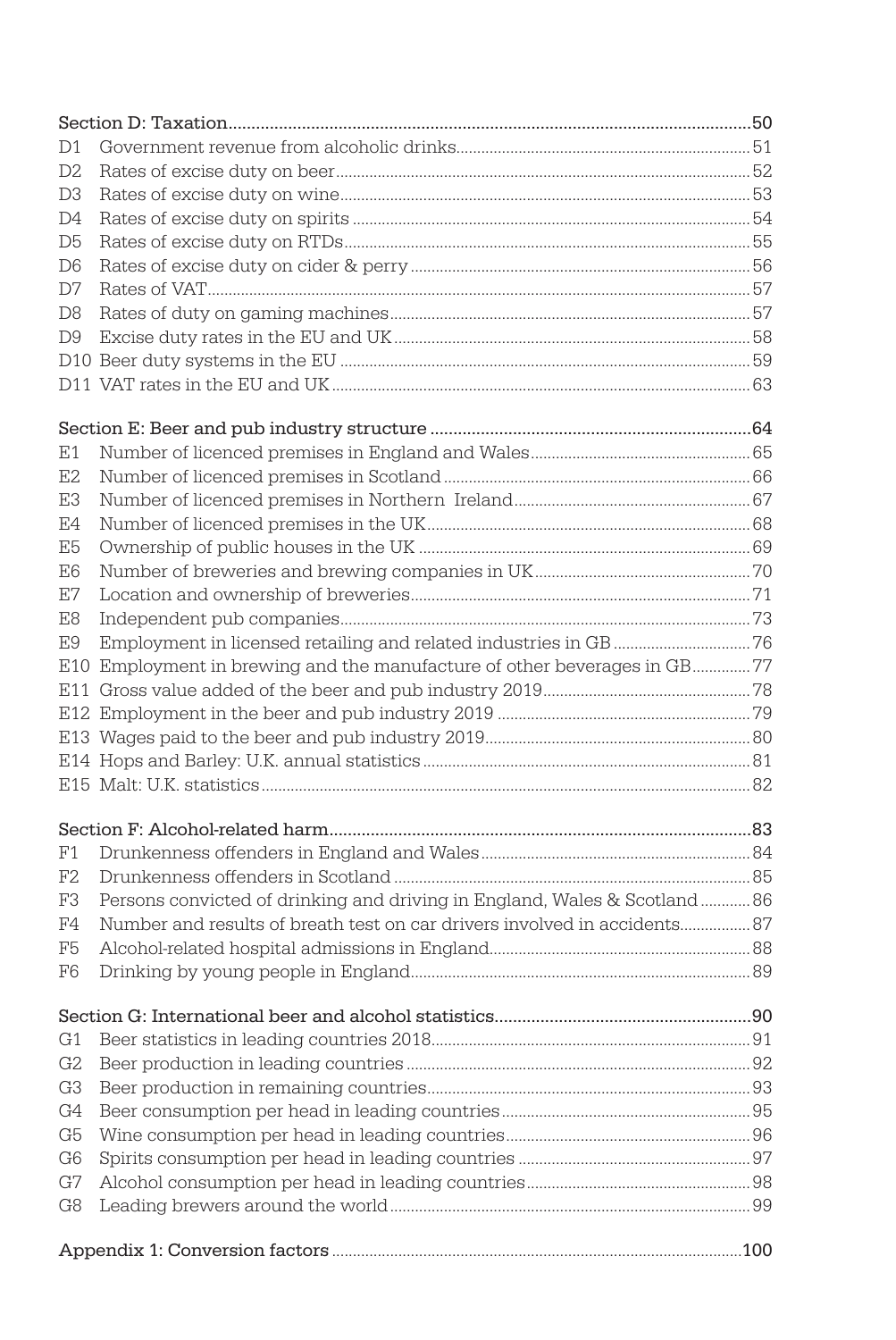| | | |
|---|---|---|
| **Section D: Taxation** | | 50 |
| D1 | Government revenue from alcoholic drinks | 51 |
| D2 | Rates of excise duty on beer | 52 |
| D3 | Rates of excise duty on wine | 53 |
| D4 | Rates of excise duty on spirits | 54 |
| D5 | Rates of excise duty on RTDs | 55 |
| D6 | Rates of excise duty on cider & perry | 56 |
| D7 | Rates of VAT | 57 |
| D8 | Rates of duty on gaming machines | 57 |
| D9 | Excise duty rates in the EU and UK | 58 |
| D10 | Beer duty systems in the EU | 59 |
| D11 | VAT rates in the EU and UK | 63 |
| **Section E: Beer and pub industry structure** | | 64 |
| E1 | Number of licenced premises in England and Wales | 65 |
| E2 | Number of licenced premises in Scotland | 66 |
| E3 | Number of licenced premises in Northern Ireland | 67 |
| E4 | Number of licenced premises in the UK | 68 |
| E5 | Ownership of public houses in the UK | 69 |
| E6 | Number of breweries and brewing companies in UK | 70 |
| E7 | Location and ownership of breweries | 71 |
| E8 | Independent pub companies | 73 |
| E9 | Employment in licensed retailing and related industries in GB | 76 |
| E10 | Employment in brewing and the manufacture of other beverages in GB | 77 |
| E11 | Gross value added of the beer and pub industry 2019 | 78 |
| E12 | Employment in the beer and pub industry 2019 | 79 |
| E13 | Wages paid to the beer and pub industry 2019 | 80 |
| E14 | Hops and Barley: U.K. annual statistics | 81 |
| E15 | Malt: U.K. statistics | 82 |
| **Section F: Alcohol-related harm** | | 83 |
| F1 | Drunkenness offenders in England and Wales | 84 |
| F2 | Drunkenness offenders in Scotland | 85 |
| F3 | Persons convicted of drinking and driving in England, Wales & Scotland | 86 |
| F4 | Number and results of breath test on car drivers involved in accidents | 87 |
| F5 | Alcohol-related hospital admissions in England | 88 |
| F6 | Drinking by young people in England | 89 |
| **Section G: International beer and alcohol statistics** | | 90 |
| G1 | Beer statistics in leading countries 2018 | 91 |
| G2 | Beer production in leading countries | 92 |
| G3 | Beer production in remaining countries | 93 |
| G4 | Beer consumption per head in leading countries | 95 |
| G5 | Wine consumption per head in leading countries | 96 |
| G6 | Spirits consumption per head in leading countries | 97 |
| G7 | Alcohol consumption per head in leading countries | 98 |
| G8 | Leading brewers around the world | 99 |
| **Appendix 1: Conversion factors** | | 100 |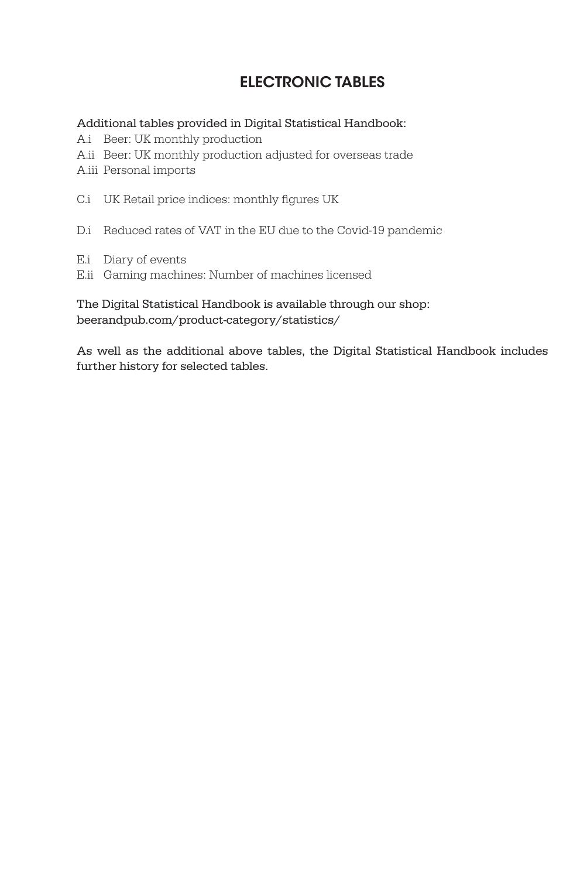# ELECTRONIC TABLES

Additional tables provided in Digital Statistical Handbook:

A.i Beer: UK monthly production
A.ii Beer: UK monthly production adjusted for overseas trade
A.iii Personal imports

C.i UK Retail price indices: monthly figures UK

D.i Reduced rates of VAT in the EU due to the Covid-19 pandemic

E.i Diary of events
E.ii Gaming machines: Number of machines licensed

The Digital Statistical Handbook is available through our shop:
beerandpub.com/product-category/statistics/

As well as the additional above tables, the Digital Statistical Handbook includes further history for selected tables.